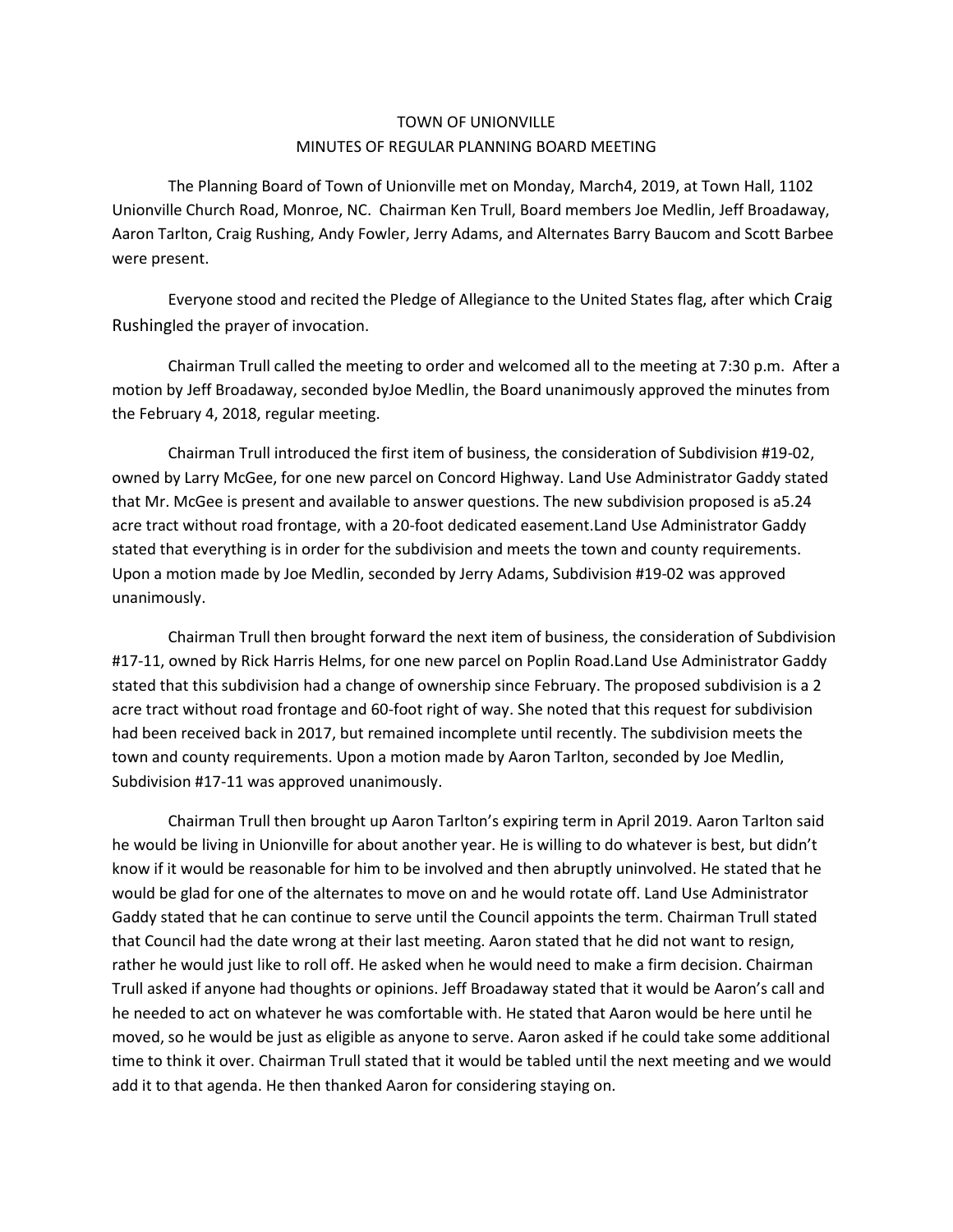# TOWN OF UNIONVILLE
## MINUTES OF REGULAR PLANNING BOARD MEETING

The Planning Board of Town of Unionville met on Monday, March4, 2019, at Town Hall, 1102 Unionville Church Road, Monroe, NC. Chairman Ken Trull, Board members Joe Medlin, Jeff Broadaway, Aaron Tarlton, Craig Rushing, Andy Fowler, Jerry Adams, and Alternates Barry Baucom and Scott Barbee were present.

Everyone stood and recited the Pledge of Allegiance to the United States flag, after which Craig Rushingled the prayer of invocation.

Chairman Trull called the meeting to order and welcomed all to the meeting at 7:30 p.m. After a motion by Jeff Broadaway, seconded byJoe Medlin, the Board unanimously approved the minutes from the February 4, 2018, regular meeting.

Chairman Trull introduced the first item of business, the consideration of Subdivision #19-02, owned by Larry McGee, for one new parcel on Concord Highway. Land Use Administrator Gaddy stated that Mr. McGee is present and available to answer questions. The new subdivision proposed is a5.24 acre tract without road frontage, with a 20-foot dedicated easement.Land Use Administrator Gaddy stated that everything is in order for the subdivision and meets the town and county requirements. Upon a motion made by Joe Medlin, seconded by Jerry Adams, Subdivision #19-02 was approved unanimously.

Chairman Trull then brought forward the next item of business, the consideration of Subdivision #17-11, owned by Rick Harris Helms, for one new parcel on Poplin Road.Land Use Administrator Gaddy stated that this subdivision had a change of ownership since February. The proposed subdivision is a 2 acre tract without road frontage and 60-foot right of way. She noted that this request for subdivision had been received back in 2017, but remained incomplete until recently. The subdivision meets the town and county requirements. Upon a motion made by Aaron Tarlton, seconded by Joe Medlin, Subdivision #17-11 was approved unanimously.

Chairman Trull then brought up Aaron Tarlton's expiring term in April 2019. Aaron Tarlton said he would be living in Unionville for about another year. He is willing to do whatever is best, but didn't know if it would be reasonable for him to be involved and then abruptly uninvolved. He stated that he would be glad for one of the alternates to move on and he would rotate off. Land Use Administrator Gaddy stated that he can continue to serve until the Council appoints the term. Chairman Trull stated that Council had the date wrong at their last meeting. Aaron stated that he did not want to resign, rather he would just like to roll off. He asked when he would need to make a firm decision. Chairman Trull asked if anyone had thoughts or opinions. Jeff Broadaway stated that it would be Aaron's call and he needed to act on whatever he was comfortable with. He stated that Aaron would be here until he moved, so he would be just as eligible as anyone to serve. Aaron asked if he could take some additional time to think it over. Chairman Trull stated that it would be tabled until the next meeting and we would add it to that agenda. He then thanked Aaron for considering staying on.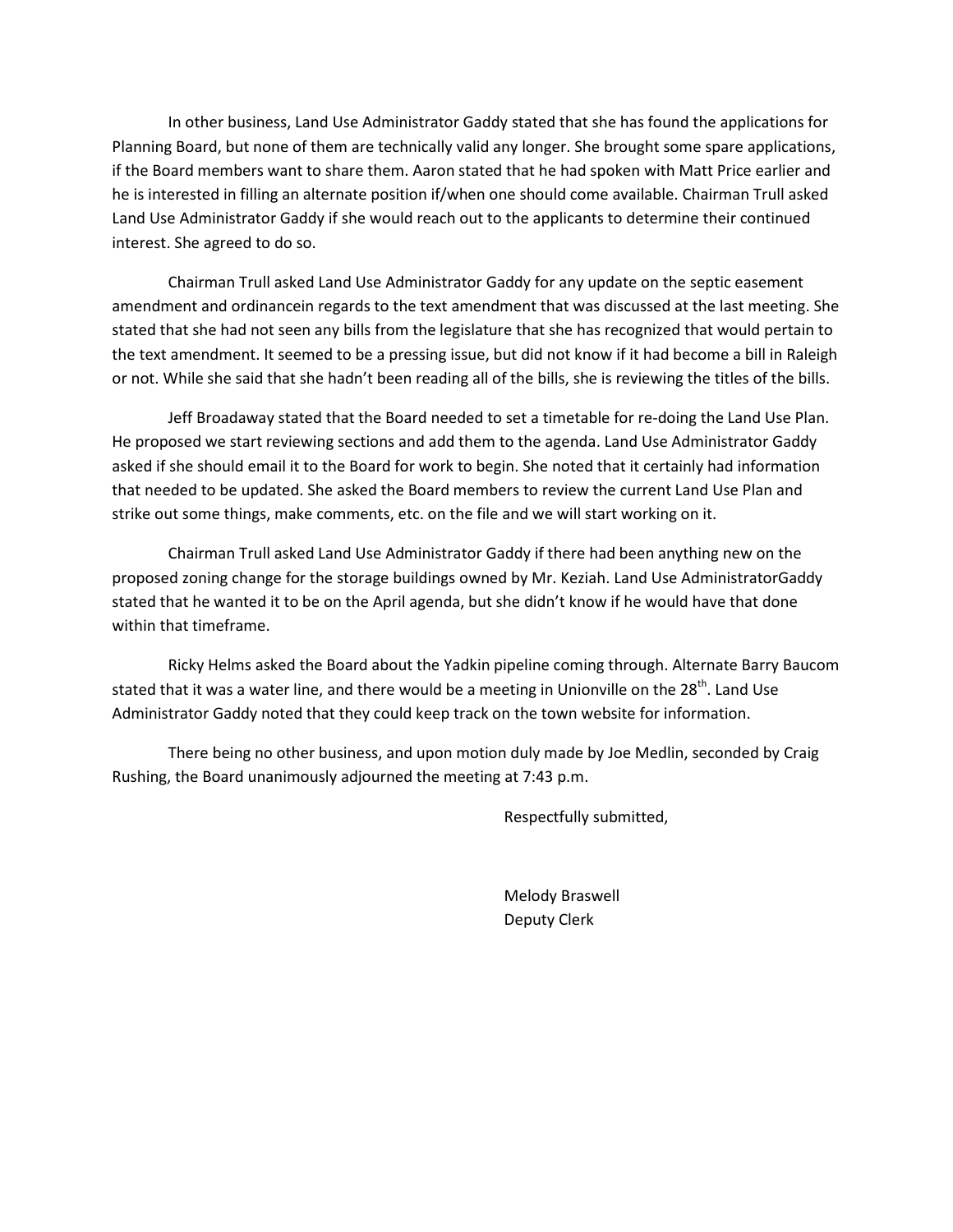In other business, Land Use Administrator Gaddy stated that she has found the applications for Planning Board, but none of them are technically valid any longer. She brought some spare applications, if the Board members want to share them. Aaron stated that he had spoken with Matt Price earlier and he is interested in filling an alternate position if/when one should come available. Chairman Trull asked Land Use Administrator Gaddy if she would reach out to the applicants to determine their continued interest. She agreed to do so.

Chairman Trull asked Land Use Administrator Gaddy for any update on the septic easement amendment and ordinancein in regards to the text amendment that was discussed at the last meeting. She stated that she had not seen any bills from the legislature that she has recognized that would pertain to the text amendment. It seemed to be a pressing issue, but did not know if it had become a bill in Raleigh or not. While she said that she hadn't been reading all of the bills, she is reviewing the titles of the bills.

Jeff Broadaway stated that the Board needed to set a timetable for re-doing the Land Use Plan. He proposed we start reviewing sections and add them to the agenda. Land Use Administrator Gaddy asked if she should email it to the Board for work to begin. She noted that it certainly had information that needed to be updated. She asked the Board members to review the current Land Use Plan and strike out some things, make comments, etc. on the file and we will start working on it.

Chairman Trull asked Land Use Administrator Gaddy if there had been anything new on the proposed zoning change for the storage buildings owned by Mr. Keziah. Land Use AdministratorGaddy stated that he wanted it to be on the April agenda, but she didn't know if he would have that done within that timeframe.

Ricky Helms asked the Board about the Yadkin pipeline coming through. Alternate Barry Baucom stated that it was a water line, and there would be a meeting in Unionville on the 28th. Land Use Administrator Gaddy noted that they could keep track on the town website for information.

There being no other business, and upon motion duly made by Joe Medlin, seconded by Craig Rushing, the Board unanimously adjourned the meeting at 7:43 p.m.

Respectfully submitted,

Melody Braswell
Deputy Clerk